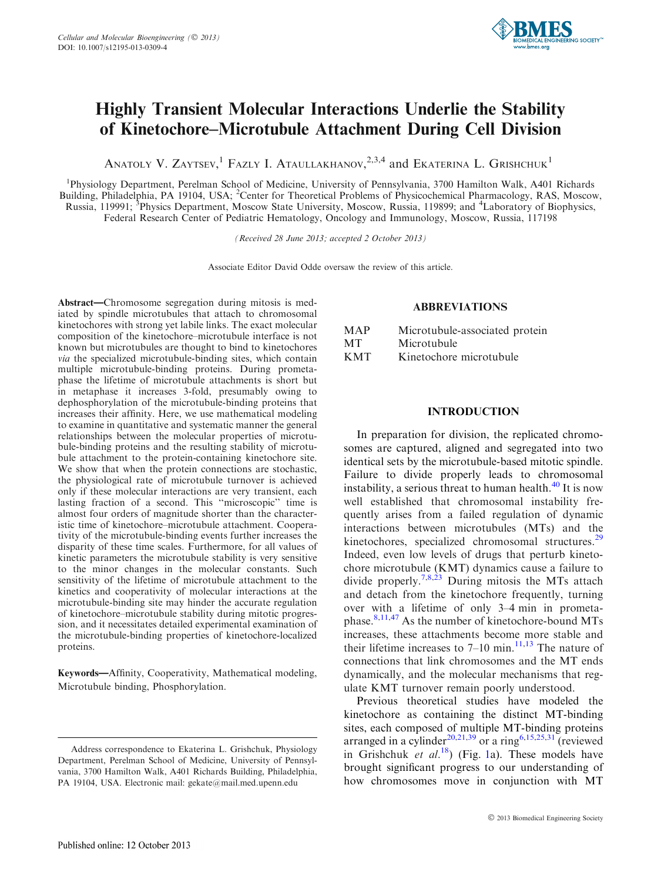# Highly Transient Molecular Interactions Underlie the Stability of Kinetochore–Microtubule Attachment During Cell Division

Anatoly V. Zaytsev,[1] Fazly I. Ataullakhanov,[2,3,4] and Ekaterina L. Grishchuk[1]

[1]Physiology Department, Perelman School of Medicine, University of Pennsylvania, 3700 Hamilton Walk, A401 Richards Building, Philadelphia, PA 19104, USA; [2]Center for Theoretical Problems of Physicochemical Pharmacology, RAS, Moscow, Russia, 119991; [3]Physics Department, Moscow State University, Moscow, Russia, 119899; and [4]Laboratory of Biophysics, Federal Research Center of Pediatric Hematology, Oncology and Immunology, Moscow, Russia, 117198

(Received 28 June 2013; accepted 2 October 2013)

Associate Editor David Odde oversaw the review of this article.

**Abstract**—Chromosome segregation during mitosis is mediated by spindle microtubules that attach to chromosomal kinetochores with strong yet labile links. The exact molecular composition of the kinetochore–microtubule interface is not known but microtubules are thought to bind to kinetochores *via* the specialized microtubule-binding sites, which contain multiple microtubule-binding proteins. During prometaphase the lifetime of microtubule attachments is short but in metaphase it increases 3-fold, presumably owing to dephosphorylation of the microtubule-binding proteins that increases their affinity. Here, we use mathematical modeling to examine in quantitative and systematic manner the general relationships between the molecular properties of microtubule-binding proteins and the resulting stability of microtubule attachment to the protein-containing kinetochore site. We show that when the protein connections are stochastic, the physiological rate of microtubule turnover is achieved only if these molecular interactions are very transient, each lasting fraction of a second. This "microscopic" time is almost four orders of magnitude shorter than the characteristic time of kinetochore–microtubule attachment. Cooperativity of the microtubule-binding events further increases the disparity of these time scales. Furthermore, for all values of kinetic parameters the microtubule stability is very sensitive to the minor changes in the molecular constants. Such sensitivity of the lifetime of microtubule attachment to the kinetics and cooperativity of molecular interactions at the microtubule-binding site may hinder the accurate regulation of kinetochore–microtubule stability during mitotic progression, and it necessitates detailed experimental examination of the microtubule-binding properties of kinetochore-localized proteins.

**Keywords**—Affinity, Cooperativity, Mathematical modeling, Microtubule binding, Phosphorylation.

Address correspondence to Ekaterina L. Grishchuk, Physiology Department, Perelman School of Medicine, University of Pennsylvania, 3700 Hamilton Walk, A401 Richards Building, Philadelphia, PA 19104, USA. Electronic mail: gekate@mail.med.upenn.edu

## ABBREVIATIONS

| | |
|---|---|
| MAP | Microtubule-associated protein |
| MT | Microtubule |
| KMT | Kinetochore microtubule |

## INTRODUCTION

In preparation for division, the replicated chromosomes are captured, aligned and segregated into two identical sets by the microtubule-based mitotic spindle. Failure to divide properly leads to chromosomal instability, a serious threat to human health.[40] It is now well established that chromosomal instability frequently arises from a failed regulation of dynamic interactions between microtubules (MTs) and the kinetochores, specialized chromosomal structures.[29] Indeed, even low levels of drugs that perturb kinetochore microtubule (KMT) dynamics cause a failure to divide properly.[7,8,23] During mitosis the MTs attach and detach from the kinetochore frequently, turning over with a lifetime of only 3–4 min in prometaphase.[8,11,47] As the number of kinetochore-bound MTs increases, these attachments become more stable and their lifetime increases to 7–10 min.[11,13] The nature of connections that link chromosomes and the MT ends dynamically, and the molecular mechanisms that regulate KMT turnover remain poorly understood.

Previous theoretical studies have modeled the kinetochore as containing the distinct MT-binding sites, each composed of multiple MT-binding proteins arranged in a cylinder[20,21,39] or a ring[6,15,25,31] (reviewed in Grishchuk *et al.*[18]) (Fig. 1a). These models have brought significant progress to our understanding of how chromosomes move in conjunction with MT

Published online: 12 October 2013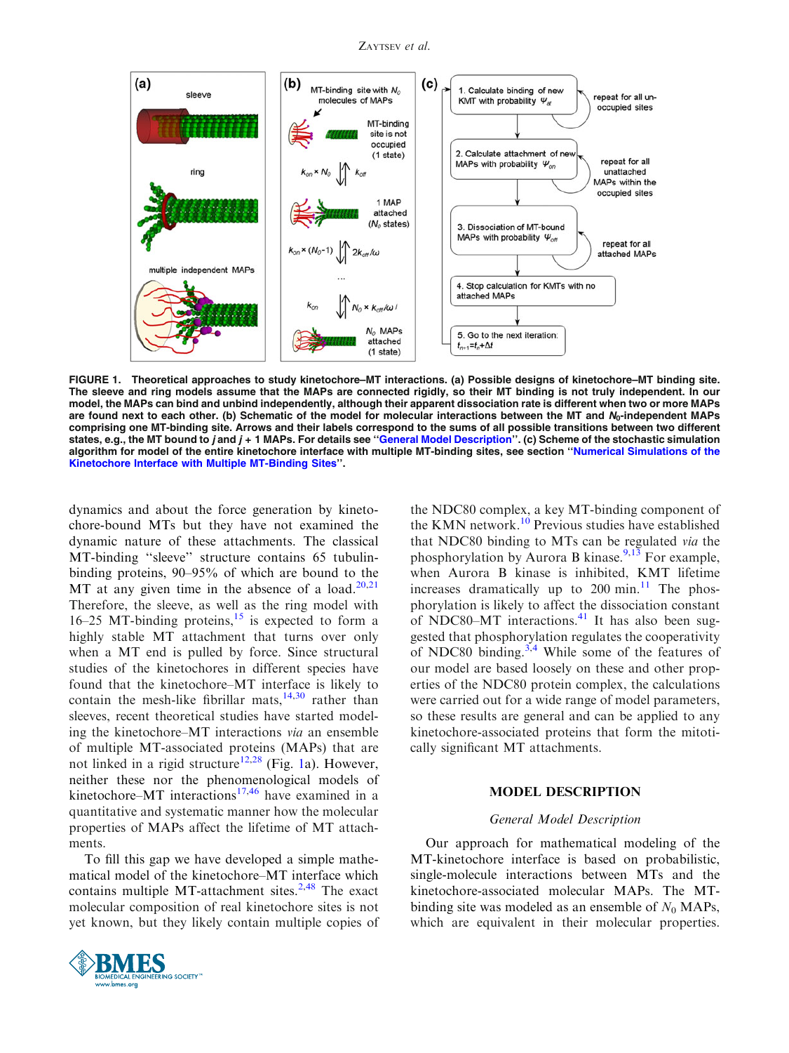**FIGURE 1. Theoretical approaches to study kinetochore–MT interactions. (a) Possible designs of kinetochore–MT binding site. The sleeve and ring models assume that the MAPs are connected rigidly, so their MT binding is not truly independent. In our model, the MAPs can bind and unbind independently, although their apparent dissociation rate is different when two or more MAPs are found next to each other. (b) Schematic of the model for molecular interactions between the MT and $N_0$-independent MAPs comprising one MT-binding site. Arrows and their labels correspond to the sums of all possible transitions between two different states, e.g., the MT bound to $j$ and $j+1$ MAPs. For details see "General Model Description". (c) Scheme of the stochastic simulation algorithm for model of the entire kinetochore interface with multiple MT-binding sites, see section "Numerical Simulations of the Kinetochore Interface with Multiple MT-Binding Sites".**

dynamics and about the force generation by kinetochore-bound MTs but they have not examined the dynamic nature of these attachments. The classical MT-binding "sleeve" structure contains 65 tubulin-binding proteins, 90–95% of which are bound to the MT at any given time in the absence of a load.[20,21] Therefore, the sleeve, as well as the ring model with 16–25 MT-binding proteins,[15] is expected to form a highly stable MT attachment that turns over only when a MT end is pulled by force. Since structural studies of the kinetochores in different species have found that the kinetochore–MT interface is likely to contain the mesh-like fibrillar mats,[14,30] rather than sleeves, recent theoretical studies have started modeling the kinetochore–MT interactions *via* an ensemble of multiple MT-associated proteins (MAPs) that are not linked in a rigid structure[12,28] (Fig. 1a). However, neither these nor the phenomenological models of kinetochore–MT interactions[17,46] have examined in a quantitative and systematic manner how the molecular properties of MAPs affect the lifetime of MT attachments.

To fill this gap we have developed a simple mathematical model of the kinetochore–MT interface which contains multiple MT-attachment sites.[2,48] The exact molecular composition of real kinetochore sites is not yet known, but they likely contain multiple copies of the NDC80 complex, a key MT-binding component of the KMN network.[10] Previous studies have established that NDC80 binding to MTs can be regulated *via* the phosphorylation by Aurora B kinase.[9,13] For example, when Aurora B kinase is inhibited, KMT lifetime increases dramatically up to 200 min.[11] The phosphorylation is likely to affect the dissociation constant of NDC80–MT interactions.[41] It has also been suggested that phosphorylation regulates the cooperativity of NDC80 binding.[3,4] While some of the features of our model are based loosely on these and other properties of the NDC80 protein complex, the calculations were carried out for a wide range of model parameters, so these results are general and can be applied to any kinetochore-associated proteins that form the mitotically significant MT attachments.

## MODEL DESCRIPTION

### *General Model Description*

Our approach for mathematical modeling of the MT-kinetochore interface is based on probabilistic, single-molecule interactions between MTs and the kinetochore-associated molecular MAPs. The MT-binding site was modeled as an ensemble of $N_0$ MAPs, which are equivalent in their molecular properties.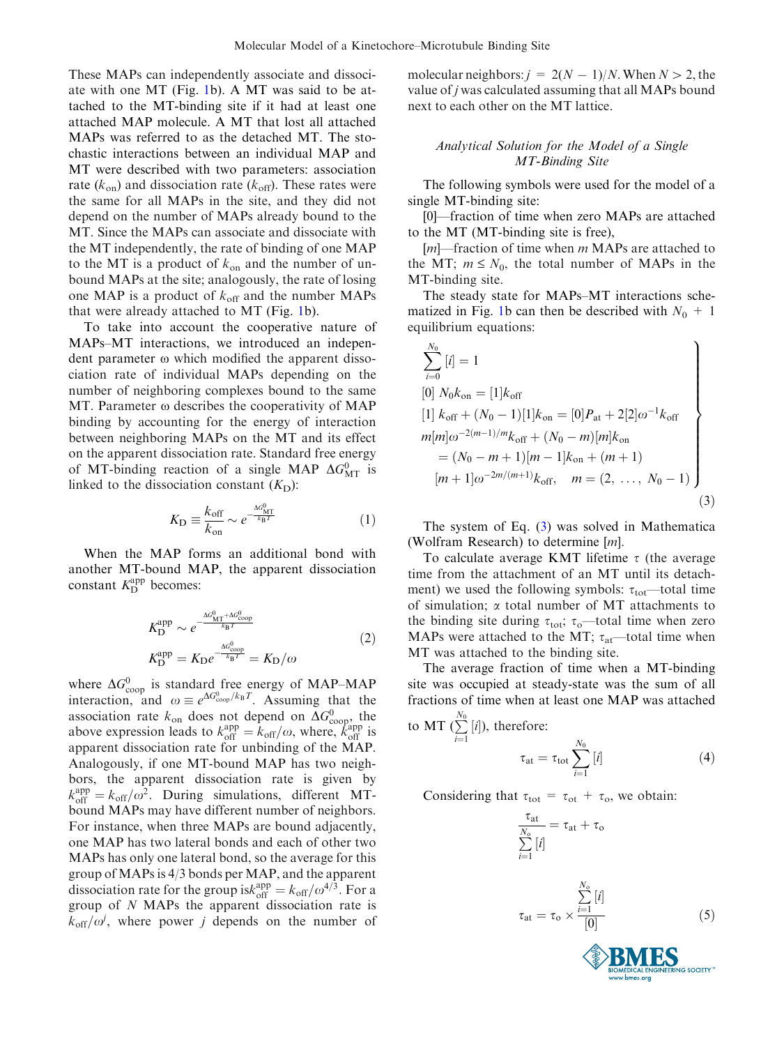These MAPs can independently associate and dissociate with one MT (Fig. 1b). A MT was said to be attached to the MT-binding site if it had at least one attached MAP molecule. A MT that lost all attached MAPs was referred to as the detached MT. The stochastic interactions between an individual MAP and MT were described with two parameters: association rate ($k_{on}$) and dissociation rate ($k_{off}$). These rates were the same for all MAPs in the site, and they did not depend on the number of MAPs already bound to the MT. Since the MAPs can associate and dissociate with the MT independently, the rate of binding of one MAP to the MT is a product of $k_{on}$ and the number of unbound MAPs at the site; analogously, the rate of losing one MAP is a product of $k_{off}$ and the number MAPs that were already attached to MT (Fig. 1b).

To take into account the cooperative nature of MAPs–MT interactions, we introduced an independent parameter ω which modified the apparent dissociation rate of individual MAPs depending on the number of neighboring complexes bound to the same MT. Parameter ω describes the cooperativity of MAP binding by accounting for the energy of interaction between neighboring MAPs on the MT and its effect on the apparent dissociation rate. Standard free energy of MT-binding reaction of a single MAP $\Delta G^0_{MT}$ is linked to the dissociation constant ($K_D$):

$$K_D \equiv \frac{k_{off}}{k_{on}} \sim e^{-\frac{\Delta G^0_{MT}}{k_B T}} \tag{1}$$

When the MAP forms an additional bond with another MT-bound MAP, the apparent dissociation constant $K_D^{app}$ becomes:

$$\begin{aligned} K_D^{app} &\sim e^{-\frac{\Delta G^0_{MT} + \Delta G^0_{coop}}{k_B T}} \\ K_D^{app} &= K_D e^{-\frac{\Delta G^0_{coop}}{k_B T}} = K_D/\omega \end{aligned} \tag{2}$$

where $\Delta G^0_{coop}$ is standard free energy of MAP–MAP interaction, and $\omega \equiv e^{\Delta G^0_{coop}/k_B T}$. Assuming that the association rate $k_{on}$ does not depend on $\Delta G^0_{coop}$, the above expression leads to $k_{off}^{app} = k_{off}/\omega$, where, $k_{off}^{app}$ is apparent dissociation rate for unbinding of the MAP. Analogously, if one MT-bound MAP has two neighbors, the apparent dissociation rate is given by $k_{off}^{app} = k_{off}/\omega^2$. During simulations, different MT-bound MAPs may have different number of neighbors. For instance, when three MAPs are bound adjacently, one MAP has two lateral bonds and each of other two MAPs has only one lateral bond, so the average for this group of MAPs is 4/3 bonds per MAP, and the apparent dissociation rate for the group is $k_{off}^{app} = k_{off}/\omega^{4/3}$. For a group of $N$ MAPs the apparent dissociation rate is $k_{off}/\omega^j$, where power $j$ depends on the number of molecular neighbors: $j = 2(N-1)/N$. When $N > 2$, the value of $j$ was calculated assuming that all MAPs bound next to each other on the MT lattice.

### *Analytical Solution for the Model of a Single MT-Binding Site*

The following symbols were used for the model of a single MT-binding site:

[0]—fraction of time when zero MAPs are attached to the MT (MT-binding site is free),

[$m$]—fraction of time when $m$ MAPs are attached to the MT; $m \le N_0$, the total number of MAPs in the MT-binding site.

The steady state for MAPs–MT interactions schematized in Fig. 1b can then be described with $N_0 + 1$ equilibrium equations:

$$\left.\begin{aligned} &\sum_{i=0}^{N_0} [i] = 1 \\ &[0]\ N_0 k_{on} = [1] k_{off} \\ &[1]\ k_{off} + (N_0 - 1)[1] k_{on} = [0] P_{at} + 2[2]\omega^{-1} k_{off} \\ &m[m]\omega^{-2(m-1)/m} k_{off} + (N_0 - m)[m] k_{on} \\ &\quad = (N_0 - m + 1)[m-1] k_{on} + (m+1) \\ &\quad [m+1]\omega^{-2m/(m+1)} k_{off}, \quad m = (2, \ldots, N_0 - 1) \end{aligned}\right\} \tag{3}$$

The system of Eq. (3) was solved in Mathematica (Wolfram Research) to determine [$m$].

To calculate average KMT lifetime τ (the average time from the attachment of an MT until its detachment) we used the following symbols: $\tau_{tot}$—total time of simulation; α total number of MT attachments to the binding site during $\tau_{tot}$; $\tau_o$—total time when zero MAPs were attached to the MT; $\tau_{at}$—total time when MT was attached to the binding site.

The average fraction of time when a MT-binding site was occupied at steady-state was the sum of all fractions of time when at least one MAP was attached to MT ($\sum_{i=1}^{N_0} [i]$), therefore:

$$\tau_{at} = \tau_{tot} \sum_{i=1}^{N_0} [i] \tag{4}$$

Considering that $\tau_{tot} = \tau_{ot} + \tau_o$, we obtain:

$$\frac{\tau_{at}}{\sum_{i=1}^{N_o} [i]} = \tau_{at} + \tau_o$$

$$\tau_{at} = \tau_o \times \frac{\sum_{i=1}^{N_o} [i]}{[0]} \tag{5}$$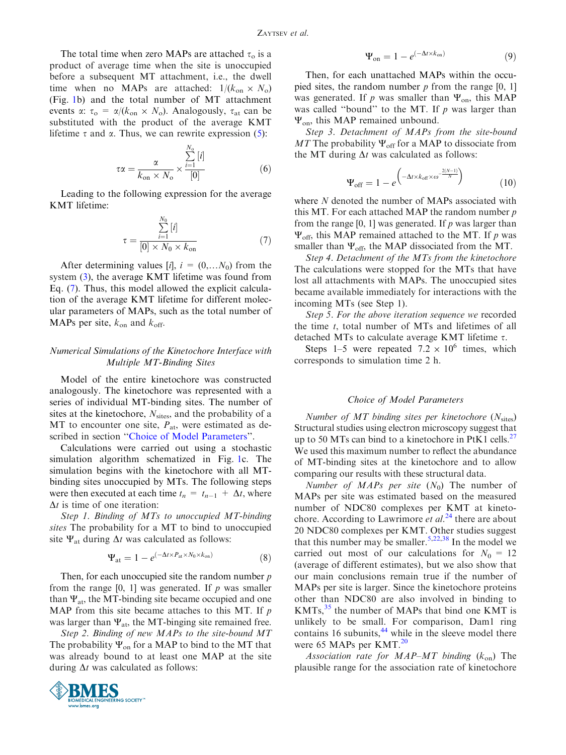The total time when zero MAPs are attached $\tau_o$ is a product of average time when the site is unoccupied before a subsequent MT attachment, i.e., the dwell time when no MAPs are attached: $1/(k_{on} \times N_o)$ (Fig. 1b) and the total number of MT attachment events $\alpha$: $\tau_o = \alpha/(k_{on} \times N_o)$. Analogously, $\tau_{at}$ can be substituted with the product of the average KMT lifetime $\tau$ and $\alpha$. Thus, we can rewrite expression (5):

$$\tau\alpha = \frac{\alpha}{k_{on} \times N_o} \times \frac{\sum_{i=1}^{N_o} [i]}{[0]} \tag{6}$$

Leading to the following expression for the average KMT lifetime:

$$\tau = \frac{\sum_{i=1}^{N_0} [i]}{[0] \times N_0 \times k_{on}} \tag{7}$$

After determining values $[i]$, $i = (0,\ldots N_0)$ from the system (3), the average KMT lifetime was found from Eq. (7). Thus, this model allowed the explicit calculation of the average KMT lifetime for different molecular parameters of MAPs, such as the total number of MAPs per site, $k_{on}$ and $k_{off}$.

### *Numerical Simulations of the Kinetochore Interface with Multiple MT-Binding Sites*

Model of the entire kinetochore was constructed analogously. The kinetochore was represented with a series of individual MT-binding sites. The number of sites at the kinetochore, $N_{sites}$, and the probability of a MT to encounter one site, $P_{at}$, were estimated as described in section "Choice of Model Parameters".

Calculations were carried out using a stochastic simulation algorithm schematized in Fig. 1c. The simulation begins with the kinetochore with all MT-binding sites unoccupied by MTs. The following steps were then executed at each time $t_n = t_{n-1} + \Delta t$, where $\Delta t$ is time of one iteration:

*Step 1. Binding of MTs to unoccupied MT-binding sites* The probability for a MT to bind to unoccupied site $\Psi_{at}$ during $\Delta t$ was calculated as follows:

$$\Psi_{at} = 1 - e^{(-\Delta t \times P_{at} \times N_0 \times k_{on})} \tag{8}$$

Then, for each unoccupied site the random number $p$ from the range [0, 1] was generated. If $p$ was smaller than $\Psi_{at}$, the MT-binding site became occupied and one MAP from this site became attaches to this MT. If $p$ was larger than $\Psi_{at}$, the MT-binging site remained free.

*Step 2. Binding of new MAPs to the site-bound MT* The probability $\Psi_{on}$ for a MAP to bind to the MT that was already bound to at least one MAP at the site during $\Delta t$ was calculated as follows:

$$\Psi_{on} = 1 - e^{(-\Delta t \times k_{on})} \tag{9}$$

Then, for each unattached MAPs within the occupied sites, the random number $p$ from the range [0, 1] was generated. If $p$ was smaller than $\Psi_{on}$, this MAP was called "bound" to the MT. If $p$ was larger than $\Psi_{on}$, this MAP remained unbound.

*Step 3. Detachment of MAPs from the site-bound MT* The probability $\Psi_{off}$ for a MAP to dissociate from the MT during $\Delta t$ was calculated as follows:

$$\Psi_{off} = 1 - e^{\left(-\Delta t \times k_{off} \times \omega^{-\frac{2(N-1)}{N}}\right)} \tag{10}$$

where $N$ denoted the number of MAPs associated with this MT. For each attached MAP the random number $p$ from the range [0, 1] was generated. If $p$ was larger than $\Psi_{off}$, this MAP remained attached to the MT. If $p$ was smaller than $\Psi_{off}$, the MAP dissociated from the MT.

*Step 4. Detachment of the MTs from the kinetochore* The calculations were stopped for the MTs that have lost all attachments with MAPs. The unoccupied sites became available immediately for interactions with the incoming MTs (see Step 1).

*Step 5. For the above iteration sequence we* recorded the time $t$, total number of MTs and lifetimes of all detached MTs to calculate average KMT lifetime $\tau$.

Steps 1–5 were repeated $7.2 \times 10^6$ times, which corresponds to simulation time 2 h.

### *Choice of Model Parameters*

*Number of MT binding sites per kinetochore* ($N_{sites}$) Structural studies using electron microscopy suggest that up to 50 MTs can bind to a kinetochore in PtK1 cells.[27] We used this maximum number to reflect the abundance of MT-binding sites at the kinetochore and to allow comparing our results with these structural data.

*Number of MAPs per site* ($N_0$) The number of MAPs per site was estimated based on the measured number of NDC80 complexes per KMT at kinetochore. According to Lawrimore *et al.*[24] there are about 20 NDC80 complexes per KMT. Other studies suggest that this number may be smaller.[5,22,38] In the model we carried out most of our calculations for $N_0 = 12$ (average of different estimates), but we also show that our main conclusions remain true if the number of MAPs per site is larger. Since the kinetochore proteins other than NDC80 are also involved in binding to KMTs,[35] the number of MAPs that bind one KMT is unlikely to be small. For comparison, Dam1 ring contains 16 subunits,[44] while in the sleeve model there were 65 MAPs per KMT.[20]

*Association rate for MAP–MT binding* ($k_{on}$) The plausible range for the association rate of kinetochore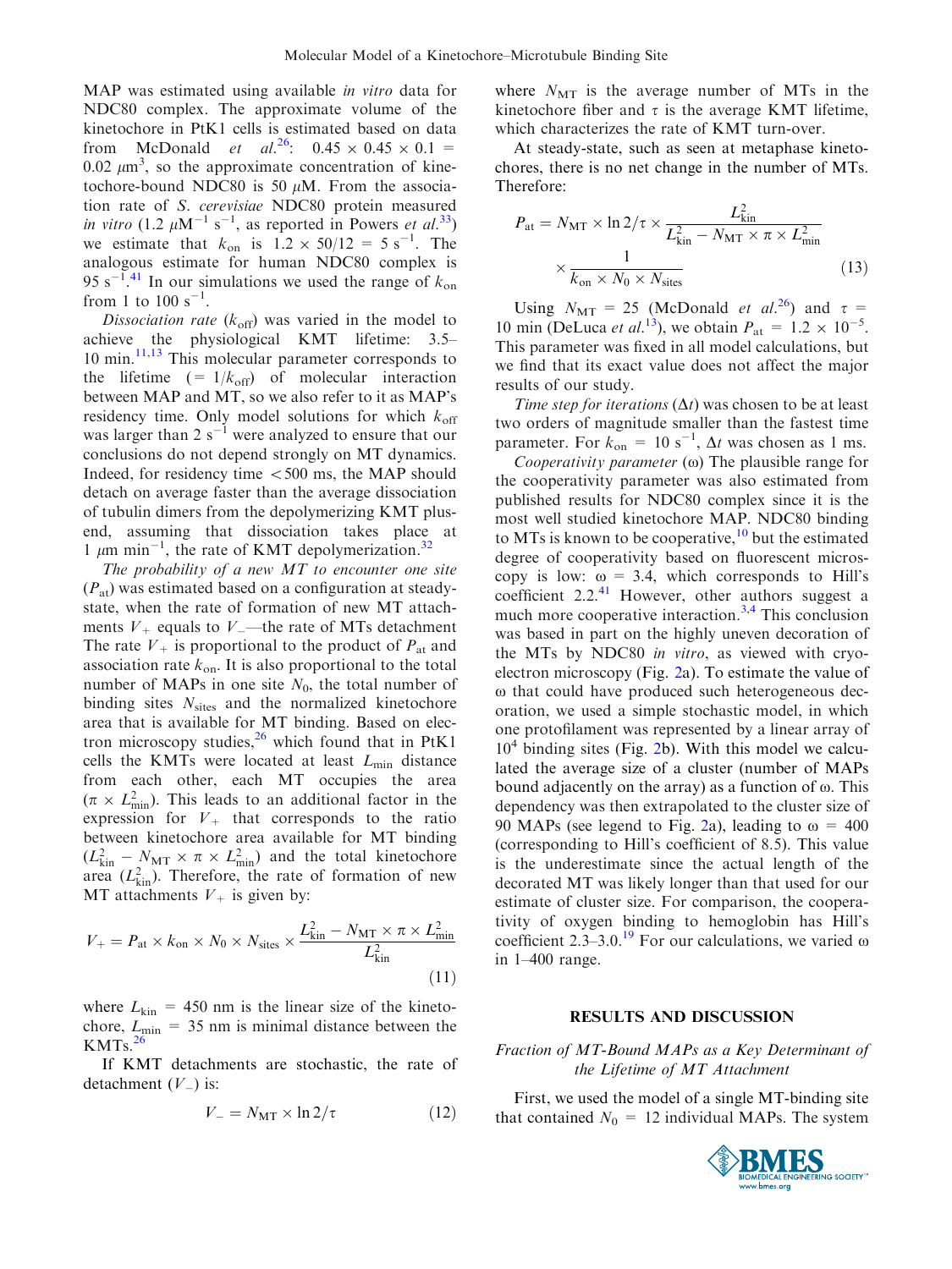MAP was estimated using available *in vitro* data for NDC80 complex. The approximate volume of the kinetochore in PtK1 cells is estimated based on data from McDonald *et al.*[26]: $0.45 \times 0.45 \times 0.1 = 0.02\ \mu m^3$, so the approximate concentration of kinetochore-bound NDC80 is 50 $\mu$M. From the association rate of *S. cerevisiae* NDC80 protein measured *in vitro* ($1.2\ \mu M^{-1}\ s^{-1}$, as reported in Powers *et al.*[33]) we estimate that $k_{on}$ is $1.2 \times 50/12 = 5\ s^{-1}$. The analogous estimate for human NDC80 complex is $95\ s^{-1}$.[41] In our simulations we used the range of $k_{on}$ from 1 to 100 $s^{-1}$.

*Dissociation rate* ($k_{off}$) was varied in the model to achieve the physiological KMT lifetime: 3.5–10 min.[11,13] This molecular parameter corresponds to the lifetime ($= 1/k_{off}$) of molecular interaction between MAP and MT, so we also refer to it as MAP's residency time. Only model solutions for which $k_{off}$ was larger than 2 $s^{-1}$ were analyzed to ensure that our conclusions do not depend strongly on MT dynamics. Indeed, for residency time $<$500 ms, the MAP should detach on average faster than the average dissociation of tubulin dimers from the depolymerizing KMT plus-end, assuming that dissociation takes place at 1 $\mu$m min$^{-1}$, the rate of KMT depolymerization.[32]

*The probability of a new MT to encounter one site* ($P_{at}$) was estimated based on a configuration at steady-state, when the rate of formation of new MT attachments $V_+$ equals to $V_-$—the rate of MTs detachment The rate $V_+$ is proportional to the product of $P_{at}$ and association rate $k_{on}$. It is also proportional to the total number of MAPs in one site $N_0$, the total number of binding sites $N_{sites}$ and the normalized kinetochore area that is available for MT binding. Based on electron microscopy studies,[26] which found that in PtK1 cells the KMTs were located at least $L_{min}$ distance from each other, each MT occupies the area ($\pi \times L_{min}^2$). This leads to an additional factor in the expression for $V_+$ that corresponds to the ratio between kinetochore area available for MT binding ($L_{kin}^2 - N_{MT} \times \pi \times L_{min}^2$) and the total kinetochore area ($L_{kin}^2$). Therefore, the rate of formation of new MT attachments $V_+$ is given by:

$$V_+ = P_{at} \times k_{on} \times N_0 \times N_{sites} \times \frac{L_{kin}^2 - N_{MT} \times \pi \times L_{min}^2}{L_{kin}^2} \tag{11}$$

where $L_{kin} = 450$ nm is the linear size of the kinetochore, $L_{min} = 35$ nm is minimal distance between the KMTs.[26]

If KMT detachments are stochastic, the rate of detachment ($V_-$) is:

$$V_- = N_{MT} \times \ln 2/\tau \tag{12}$$

where $N_{MT}$ is the average number of MTs in the kinetochore fiber and $\tau$ is the average KMT lifetime, which characterizes the rate of KMT turn-over.

At steady-state, such as seen at metaphase kinetochores, there is no net change in the number of MTs. Therefore:

$$P_{at} = N_{MT} \times \ln 2/\tau \times \frac{L_{kin}^2}{L_{kin}^2 - N_{MT} \times \pi \times L_{min}^2} \times \frac{1}{k_{on} \times N_0 \times N_{sites}} \tag{13}$$

Using $N_{MT} = 25$ (McDonald *et al.*[26]) and $\tau = 10$ min (DeLuca *et al.*[13]), we obtain $P_{at} = 1.2 \times 10^{-5}$. This parameter was fixed in all model calculations, but we find that its exact value does not affect the major results of our study.

*Time step for iterations* ($\Delta t$) was chosen to be at least two orders of magnitude smaller than the fastest time parameter. For $k_{on} = 10\ s^{-1}$, $\Delta t$ was chosen as 1 ms.

*Cooperativity parameter* ($\omega$) The plausible range for the cooperativity parameter was also estimated from published results for NDC80 complex since it is the most well studied kinetochore MAP. NDC80 binding to MTs is known to be cooperative,[10] but the estimated degree of cooperativity based on fluorescent microscopy is low: $\omega = 3.4$, which corresponds to Hill's coefficient 2.2.[41] However, other authors suggest a much more cooperative interaction.[3,4] This conclusion was based in part on the highly uneven decoration of the MTs by NDC80 *in vitro*, as viewed with cryo-electron microscopy (Fig. 2a). To estimate the value of $\omega$ that could have produced such heterogeneous decoration, we used a simple stochastic model, in which one protofilament was represented by a linear array of $10^4$ binding sites (Fig. 2b). With this model we calculated the average size of a cluster (number of MAPs bound adjacently on the array) as a function of $\omega$. This dependency was then extrapolated to the cluster size of 90 MAPs (see legend to Fig. 2a), leading to $\omega = 400$ (corresponding to Hill's coefficient of 8.5). This value is the underestimate since the actual length of the decorated MT was likely longer than that used for our estimate of cluster size. For comparison, the cooperativity of oxygen binding to hemoglobin has Hill's coefficient 2.3–3.0.[19] For our calculations, we varied $\omega$ in 1–400 range.

## RESULTS AND DISCUSSION

### *Fraction of MT-Bound MAPs as a Key Determinant of the Lifetime of MT Attachment*

First, we used the model of a single MT-binding site that contained $N_0 = 12$ individual MAPs. The system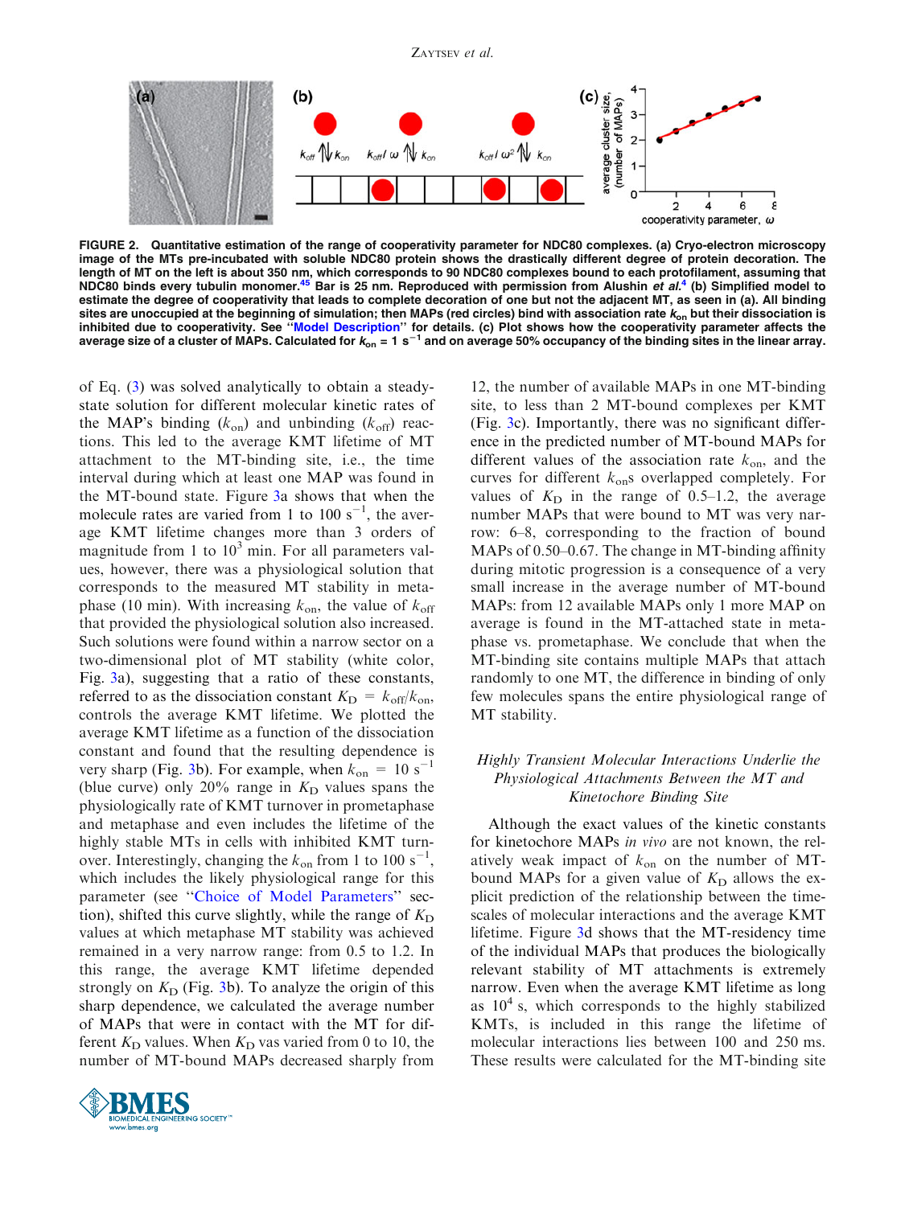FIGURE 2. **Quantitative estimation of the range of cooperativity parameter for NDC80 complexes. (a) Cryo-electron microscopy image of the MTs pre-incubated with soluble NDC80 protein shows the drastically different degree of protein decoration. The length of MT on the left is about 350 nm, which corresponds to 90 NDC80 complexes bound to each protofilament, assuming that NDC80 binds every tubulin monomer.[45] Bar is 25 nm. Reproduced with permission from Alushin *et al.*[4] (b) Simplified model to estimate the degree of cooperativity that leads to complete decoration of one but not the adjacent MT, as seen in (a). All binding sites are unoccupied at the beginning of simulation; then MAPs (red circles) bind with association rate $k_{on}$ but their dissociation is inhibited due to cooperativity. See "Model Description" for details. (c) Plot shows how the cooperativity parameter affects the average size of a cluster of MAPs. Calculated for $k_{on} = 1$ s$^{-1}$ and on average 50% occupancy of the binding sites in the linear array.**

of Eq. (3) was solved analytically to obtain a steady-state solution for different molecular kinetic rates of the MAP's binding ($k_{on}$) and unbinding ($k_{off}$) reactions. This led to the average KMT lifetime of MT attachment to the MT-binding site, i.e., the time interval during which at least one MAP was found in the MT-bound state. Figure 3a shows that when the molecule rates are varied from 1 to 100 s$^{-1}$, the average KMT lifetime changes more than 3 orders of magnitude from 1 to $10^3$ min. For all parameters values, however, there was a physiological solution that corresponds to the measured MT stability in metaphase (10 min). With increasing $k_{on}$, the value of $k_{off}$ that provided the physiological solution also increased. Such solutions were found within a narrow sector on a two-dimensional plot of MT stability (white color, Fig. 3a), suggesting that a ratio of these constants, referred to as the dissociation constant $K_D = k_{off}/k_{on}$, controls the average KMT lifetime. We plotted the average KMT lifetime as a function of the dissociation constant and found that the resulting dependence is very sharp (Fig. 3b). For example, when $k_{on} = 10$ s$^{-1}$ (blue curve) only 20% range in $K_D$ values spans the physiologically rate of KMT turnover in prometaphase and metaphase and even includes the lifetime of the highly stable MTs in cells with inhibited KMT turnover. Interestingly, changing the $k_{on}$ from 1 to 100 s$^{-1}$, which includes the likely physiological range for this parameter (see "Choice of Model Parameters" section), shifted this curve slightly, while the range of $K_D$ values at which metaphase MT stability was achieved remained in a very narrow range: from 0.5 to 1.2. In this range, the average KMT lifetime depended strongly on $K_D$ (Fig. 3b). To analyze the origin of this sharp dependence, we calculated the average number of MAPs that were in contact with the MT for different $K_D$ values. When $K_D$ vas varied from 0 to 10, the number of MT-bound MAPs decreased sharply from 12, the number of available MAPs in one MT-binding site, to less than 2 MT-bound complexes per KMT (Fig. 3c). Importantly, there was no significant difference in the predicted number of MT-bound MAPs for different values of the association rate $k_{on}$, and the curves for different $k_{on}$s overlapped completely. For values of $K_D$ in the range of 0.5–1.2, the average number MAPs that were bound to MT was very narrow: 6–8, corresponding to the fraction of bound MAPs of 0.50–0.67. The change in MT-binding affinity during mitotic progression is a consequence of a very small increase in the average number of MT-bound MAPs: from 12 available MAPs only 1 more MAP on average is found in the MT-attached state in metaphase vs. prometaphase. We conclude that when the MT-binding site contains multiple MAPs that attach randomly to one MT, the difference in binding of only few molecules spans the entire physiological range of MT stability.

### *Highly Transient Molecular Interactions Underlie the Physiological Attachments Between the MT and Kinetochore Binding Site*

Although the exact values of the kinetic constants for kinetochore MAPs *in vivo* are not known, the relatively weak impact of $k_{on}$ on the number of MT-bound MAPs for a given value of $K_D$ allows the explicit prediction of the relationship between the time-scales of molecular interactions and the average KMT lifetime. Figure 3d shows that the MT-residency time of the individual MAPs that produces the biologically relevant stability of MT attachments is extremely narrow. Even when the average KMT lifetime as long as $10^4$ s, which corresponds to the highly stabilized KMTs, is included in this range the lifetime of molecular interactions lies between 100 and 250 ms. These results were calculated for the MT-binding site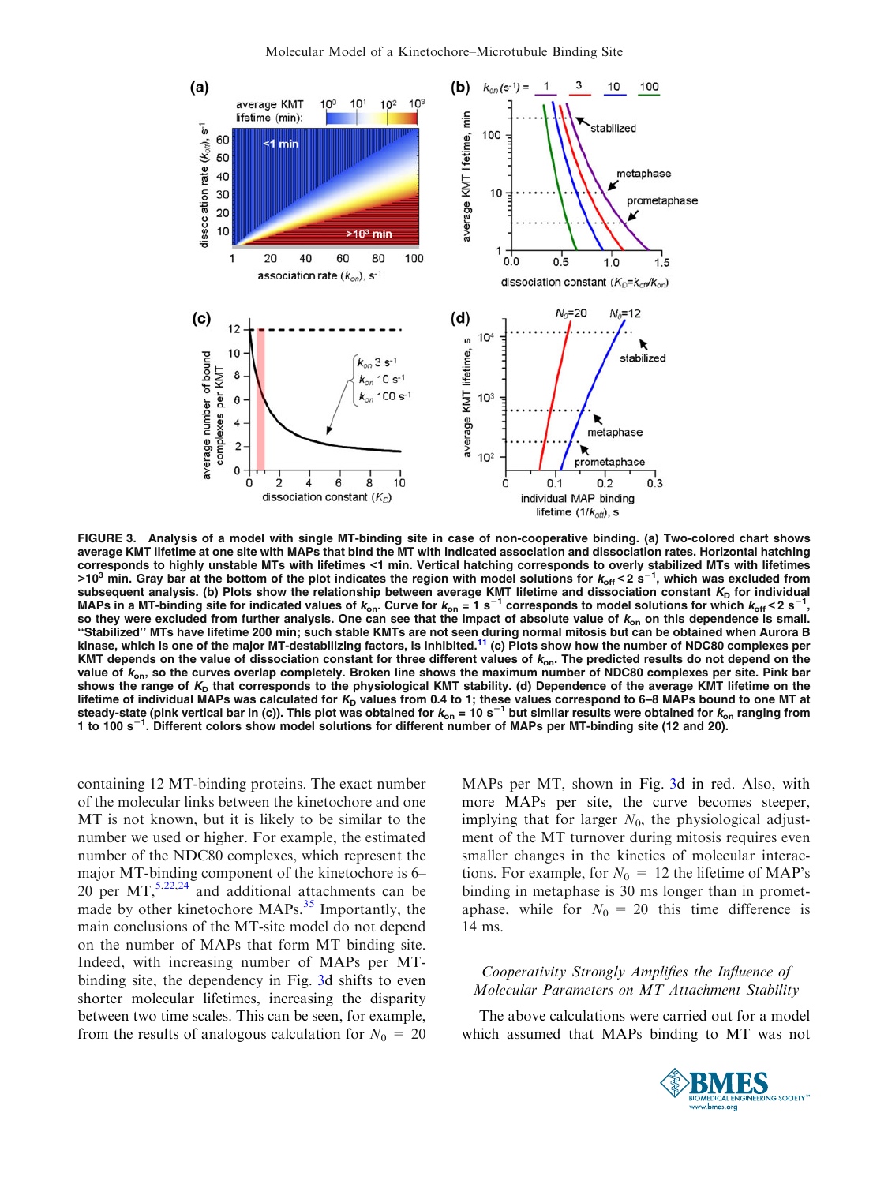FIGURE 3. **Analysis of a model with single MT-binding site in case of non-cooperative binding. (a) Two-colored chart shows average KMT lifetime at one site with MAPs that bind the MT with indicated association and dissociation rates. Horizontal hatching corresponds to highly unstable MTs with lifetimes <1 min. Vertical hatching corresponds to overly stabilized MTs with lifetimes >$10^3$ min. Gray bar at the bottom of the plot indicates the region with model solutions for $k_{off}$ < 2 $s^{-1}$, which was excluded from subsequent analysis. (b) Plots show the relationship between average KMT lifetime and dissociation constant $K_D$ for individual MAPs in a MT-binding site for indicated values of $k_{on}$. Curve for $k_{on}$ = 1 $s^{-1}$ corresponds to model solutions for which $k_{off}$ < 2 $s^{-1}$, so they were excluded from further analysis. One can see that the impact of absolute value of $k_{on}$ on this dependence is small. "Stabilized" MTs have lifetime 200 min; such stable KMTs are not seen during normal mitosis but can be obtained when Aurora B kinase, which is one of the major MT-destabilizing factors, is inhibited.[11] (c) Plots show how the number of NDC80 complexes per KMT depends on the value of dissociation constant for three different values of $k_{on}$. The predicted results do not depend on the value of $k_{on}$, so the curves overlap completely. Broken line shows the maximum number of NDC80 complexes per site. Pink bar shows the range of $K_D$ that corresponds to the physiological KMT stability. (d) Dependence of the average KMT lifetime on the lifetime of individual MAPs was calculated for $K_D$ values from 0.4 to 1; these values correspond to 6–8 MAPs bound to one MT at steady-state (pink vertical bar in (c)). This plot was obtained for $k_{on}$ = 10 $s^{-1}$ but similar results were obtained for $k_{on}$ ranging from 1 to 100 $s^{-1}$. Different colors show model solutions for different number of MAPs per MT-binding site (12 and 20).**

containing 12 MT-binding proteins. The exact number of the molecular links between the kinetochore and one MT is not known, but it is likely to be similar to the number we used or higher. For example, the estimated number of the NDC80 complexes, which represent the major MT-binding component of the kinetochore is 6–20 per MT,[5,22,24] and additional attachments can be made by other kinetochore MAPs.[35] Importantly, the main conclusions of the MT-site model do not depend on the number of MAPs that form MT binding site. Indeed, with increasing number of MAPs per MT-binding site, the dependency in Fig. 3d shifts to even shorter molecular lifetimes, increasing the disparity between two time scales. This can be seen, for example, from the results of analogous calculation for $N_0$ = 20 MAPs per MT, shown in Fig. 3d in red. Also, with more MAPs per site, the curve becomes steeper, implying that for larger $N_0$, the physiological adjustment of the MT turnover during mitosis requires even smaller changes in the kinetics of molecular interactions. For example, for $N_0$ = 12 the lifetime of MAP's binding in metaphase is 30 ms longer than in prometaphase, while for $N_0$ = 20 this time difference is 14 ms.

### *Cooperativity Strongly Amplifies the Influence of Molecular Parameters on MT Attachment Stability*

The above calculations were carried out for a model which assumed that MAPs binding to MT was not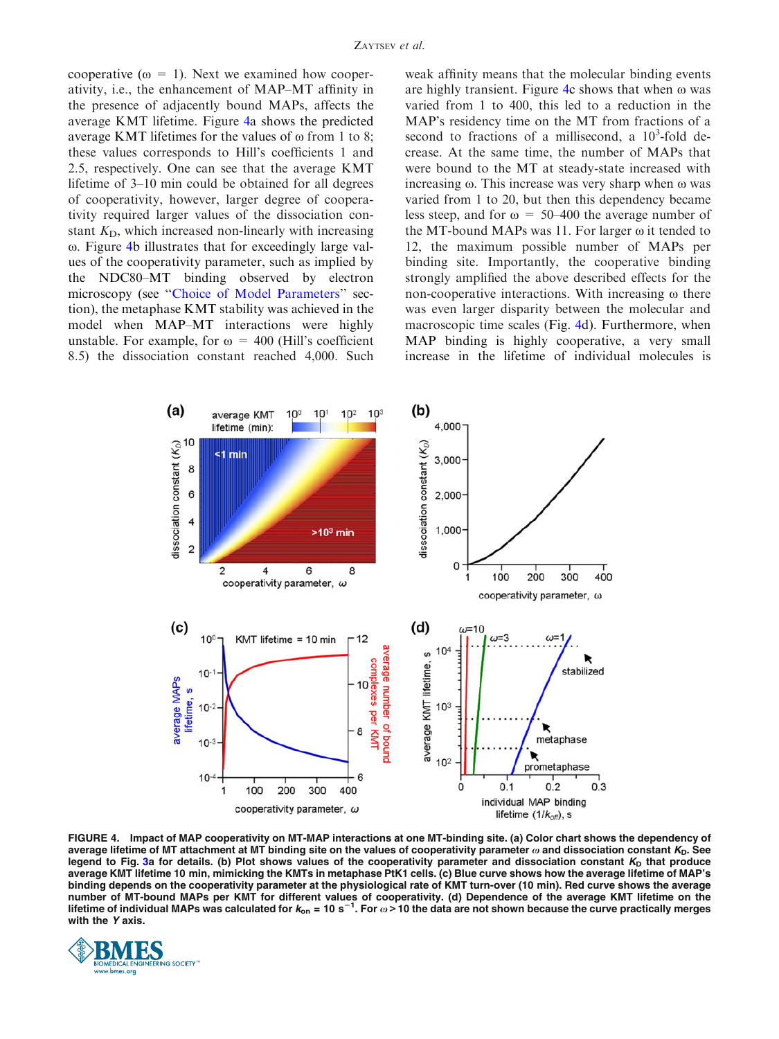cooperative (ω = 1). Next we examined how cooperativity, i.e., the enhancement of MAP–MT affinity in the presence of adjacently bound MAPs, affects the average KMT lifetime. Figure 4a shows the predicted average KMT lifetimes for the values of ω from 1 to 8; these values corresponds to Hill's coefficients 1 and 2.5, respectively. One can see that the average KMT lifetime of 3–10 min could be obtained for all degrees of cooperativity, however, larger degree of cooperativity required larger values of the dissociation constant $K_D$, which increased non-linearly with increasing ω. Figure 4b illustrates that for exceedingly large values of the cooperativity parameter, such as implied by the NDC80–MT binding observed by electron microscopy (see "Choice of Model Parameters" section), the metaphase KMT stability was achieved in the model when MAP–MT interactions were highly unstable. For example, for ω = 400 (Hill's coefficient 8.5) the dissociation constant reached 4,000. Such weak affinity means that the molecular binding events are highly transient. Figure 4c shows that when ω was varied from 1 to 400, this led to a reduction in the MAP's residency time on the MT from fractions of a second to fractions of a millisecond, a $10^3$-fold decrease. At the same time, the number of MAPs that were bound to the MT at steady-state increased with increasing ω. This increase was very sharp when ω was varied from 1 to 20, but then this dependency became less steep, and for ω = 50–400 the average number of the MT-bound MAPs was 11. For larger ω it tended to 12, the maximum possible number of MAPs per binding site. Importantly, the cooperative binding strongly amplified the above described effects for the non-cooperative interactions. With increasing ω there was even larger disparity between the molecular and macroscopic time scales (Fig. 4d). Furthermore, when MAP binding is highly cooperative, a very small increase in the lifetime of individual molecules is

**FIGURE 4. Impact of MAP cooperativity on MT-MAP interactions at one MT-binding site. (a) Color chart shows the dependency of average lifetime of MT attachment at MT binding site on the values of cooperativity parameter $\omega$ and dissociation constant $K_D$. See legend to Fig. 3a for details. (b) Plot shows values of the cooperativity parameter and dissociation constant $K_D$ that produce average KMT lifetime 10 min, mimicking the KMTs in metaphase PtK1 cells. (c) Blue curve shows how the average lifetime of MAP's binding depends on the cooperativity parameter at the physiological rate of KMT turn-over (10 min). Red curve shows the average number of MT-bound MAPs per KMT for different values of cooperativity. (d) Dependence of the average KMT lifetime on the lifetime of individual MAPs was calculated for $k_{on}$ = 10 $s^{-1}$. For $\omega > 10$ the data are not shown because the curve practically merges with the *Y* axis.**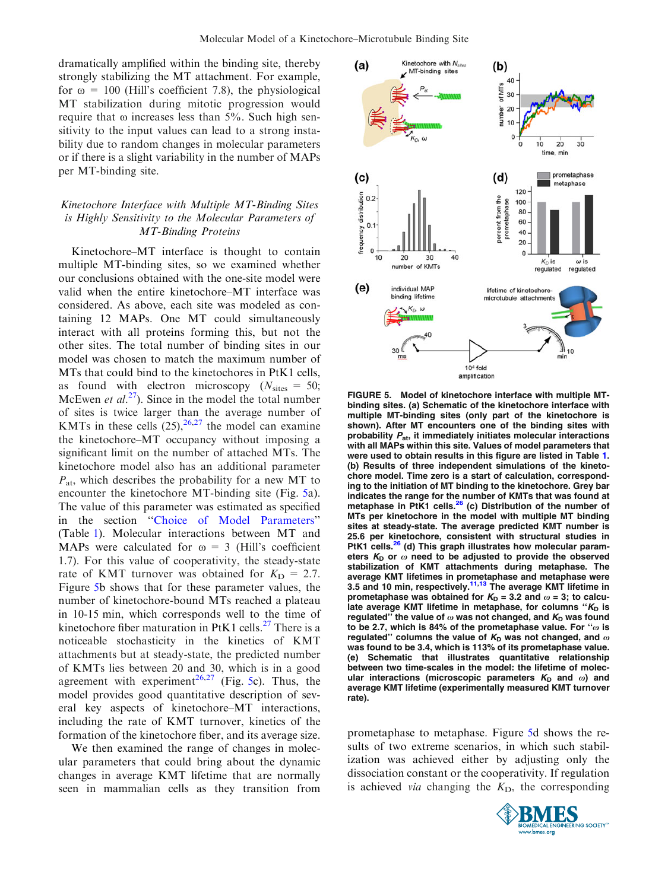dramatically amplified within the binding site, thereby strongly stabilizing the MT attachment. For example, for $\omega = 100$ (Hill's coefficient 7.8), the physiological MT stabilization during mitotic progression would require that $\omega$ increases less than 5%. Such high sensitivity to the input values can lead to a strong instability due to random changes in molecular parameters or if there is a slight variability in the number of MAPs per MT-binding site.

### *Kinetochore Interface with Multiple MT-Binding Sites is Highly Sensitivity to the Molecular Parameters of MT-Binding Proteins*

Kinetochore–MT interface is thought to contain multiple MT-binding sites, so we examined whether our conclusions obtained with the one-site model were valid when the entire kinetochore–MT interface was considered. As above, each site was modeled as containing 12 MAPs. One MT could simultaneously interact with all proteins forming this, but not the other sites. The total number of binding sites in our model was chosen to match the maximum number of MTs that could bind to the kinetochores in PtK1 cells, as found with electron microscopy ($N_{sites} = 50$; McEwen *et al.*[27]). Since in the model the total number of sites is twice larger than the average number of KMTs in these cells (25),[26,27] the model can examine the kinetochore–MT occupancy without imposing a significant limit on the number of attached MTs. The kinetochore model also has an additional parameter $P_{at}$, which describes the probability for a new MT to encounter the kinetochore MT-binding site (Fig. 5a). The value of this parameter was estimated as specified in the section "Choice of Model Parameters" (Table 1). Molecular interactions between MT and MAPs were calculated for $\omega = 3$ (Hill's coefficient 1.7). For this value of cooperativity, the steady-state rate of KMT turnover was obtained for $K_D = 2.7$. Figure 5b shows that for these parameter values, the number of kinetochore-bound MTs reached a plateau in 10-15 min, which corresponds well to the time of kinetochore fiber maturation in PtK1 cells.[27] There is a noticeable stochasticity in the kinetics of KMT attachments but at steady-state, the predicted number of KMTs lies in between 20 and 30, which is in a good agreement with experiment[26,27] (Fig. 5c). Thus, the model provides good quantitative description of several key aspects of kinetochore–MT interactions, including the rate of KMT turnover, kinetics of the formation of the kinetochore fiber, and its average size.

We then examined the range of changes in molecular parameters that could bring about the dynamic changes in average KMT lifetime that are normally seen in mammalian cells as they transition from prometaphase to metaphase. Figure 5d shows the results of two extreme scenarios, in which such stabilization was achieved either by adjusting only the dissociation constant or the cooperativity. If regulation is achieved *via* changing the $K_D$, the corresponding

**FIGURE 5. Model of kinetochore interface with multiple MT-binding sites. (a) Schematic of the kinetochore interface with multiple MT-binding sites (only part of the kinetochore is shown). After MT encounters one of the binding sites with probability $P_{at}$, it immediately initiates molecular interactions with all MAPs within this site. Values of model parameters that were used to obtain results in this figure are listed in Table 1. (b) Results of three independent simulations of the kinetochore model. Time zero is a start of calculation, corresponding to the initiation of MT binding to the kinetochore. Grey bar indicates the range for the number of KMTs that was found at metaphase in PtK1 cells.[26] (c) Distribution of the number of MTs per kinetochore in the model with multiple MT binding sites at steady-state. The average predicted KMT number is 25.6 per kinetochore, consistent with structural studies in PtK1 cells.[26] (d) This graph illustrates how molecular parameters $K_D$ or $\omega$ need to be adjusted to provide the observed stabilization of KMT attachments during metaphase. The average KMT lifetimes in prometaphase and metaphase were 3.5 and 10 min, respectively.[11,13] The average KMT lifetime in prometaphase was obtained for $K_D = 3.2$ and $\omega = 3$; to calculate average KMT lifetime in metaphase, for columns "$K_D$ is regulated" the value of $\omega$ was not changed, and $K_D$ was found to be 2.7, which is 84% of the prometaphase value. For "$\omega$ is regulated" columns the value of $K_D$ was not changed, and $\omega$ was found to be 3.4, which is 113% of its prometaphase value. (e) Schematic that illustrates quantitative relationship between two time-scales in the model: the lifetime of molecular interactions (microscopic parameters $K_D$ and $\omega$) and average KMT lifetime (experimentally measured KMT turnover rate).**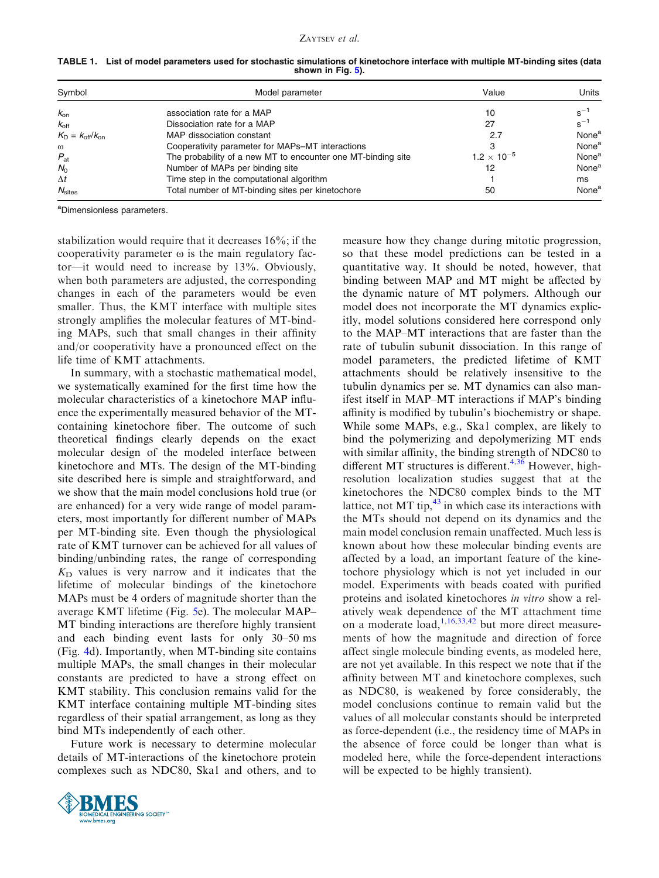**TABLE 1. List of model parameters used for stochastic simulations of kinetochore interface with multiple MT-binding sites (data shown in Fig. 5).**

| Symbol | Model parameter | Value | Units |
|---|---|---|---|
| $k_{on}$ | association rate for a MAP | 10 | $s^{-1}$ |
| $k_{off}$ | Dissociation rate for a MAP | 27 | $s^{-1}$ |
| $K_D = k_{off}/k_{on}$ | MAP dissociation constant | 2.7 | None[a] |
| $\omega$ | Cooperativity parameter for MAPs–MT interactions | 3 | None[a] |
| $P_{at}$ | The probability of a new MT to encounter one MT-binding site | $1.2 \times 10^{-5}$ | None[a] |
| $N_0$ | Number of MAPs per binding site | 12 | None[a] |
| $\Delta t$ | Time step in the computational algorithm | 1 | ms |
| $N_{sites}$ | Total number of MT-binding sites per kinetochore | 50 | None[a] |

[a]Dimensionless parameters.

stabilization would require that it decreases 16%; if the cooperativity parameter $\omega$ is the main regulatory factor—it would need to increase by 13%. Obviously, when both parameters are adjusted, the corresponding changes in each of the parameters would be even smaller. Thus, the KMT interface with multiple sites strongly amplifies the molecular features of MT-binding MAPs, such that small changes in their affinity and/or cooperativity have a pronounced effect on the life time of KMT attachments.

In summary, with a stochastic mathematical model, we systematically examined for the first time how the molecular characteristics of a kinetochore MAP influence the experimentally measured behavior of the MT-containing kinetochore fiber. The outcome of such theoretical findings clearly depends on the exact molecular design of the modeled interface between kinetochore and MTs. The design of the MT-binding site described here is simple and straightforward, and we show that the main model conclusions hold true (or are enhanced) for a very wide range of model parameters, most importantly for different number of MAPs per MT-binding site. Even though the physiological rate of KMT turnover can be achieved for all values of binding/unbinding rates, the range of corresponding $K_D$ values is very narrow and it indicates that the lifetime of molecular bindings of the kinetochore MAPs must be 4 orders of magnitude shorter than the average KMT lifetime (Fig. 5e). The molecular MAP–MT binding interactions are therefore highly transient and each binding event lasts for only 30–50 ms (Fig. 4d). Importantly, when MT-binding site contains multiple MAPs, the small changes in their molecular constants are predicted to have a strong effect on KMT stability. This conclusion remains valid for the KMT interface containing multiple MT-binding sites regardless of their spatial arrangement, as long as they bind MTs independently of each other.

Future work is necessary to determine molecular details of MT-interactions of the kinetochore protein complexes such as NDC80, Ska1 and others, and to measure how they change during mitotic progression, so that these model predictions can be tested in a quantitative way. It should be noted, however, that binding between MAP and MT might be affected by the dynamic nature of MT polymers. Although our model does not incorporate the MT dynamics explicitly, model solutions considered here correspond only to the MAP–MT interactions that are faster than the rate of tubulin subunit dissociation. In this range of model parameters, the predicted lifetime of KMT attachments should be relatively insensitive to the tubulin dynamics per se. MT dynamics can also manifest itself in MAP–MT interactions if MAP's binding affinity is modified by tubulin's biochemistry or shape. While some MAPs, e.g., Ska1 complex, are likely to bind the polymerizing and depolymerizing MT ends with similar affinity, the binding strength of NDC80 to different MT structures is different.[4,36] However, high-resolution localization studies suggest that at the kinetochores the NDC80 complex binds to the MT lattice, not MT tip,[43] in which case its interactions with the MTs should not depend on its dynamics and the main model conclusion remain unaffected. Much less is known about how these molecular binding events are affected by a load, an important feature of the kinetochore physiology which is not yet included in our model. Experiments with beads coated with purified proteins and isolated kinetochores *in vitro* show a relatively weak dependence of the MT attachment time on a moderate load,[1,16,33,42] but more direct measurements of how the magnitude and direction of force affect single molecule binding events, as modeled here, are not yet available. In this respect we note that if the affinity between MT and kinetochore complexes, such as NDC80, is weakened by force considerably, the model conclusions continue to remain valid but the values of all molecular constants should be interpreted as force-dependent (i.e., the residency time of MAPs in the absence of force could be longer than what is modeled here, while the force-dependent interactions will be expected to be highly transient).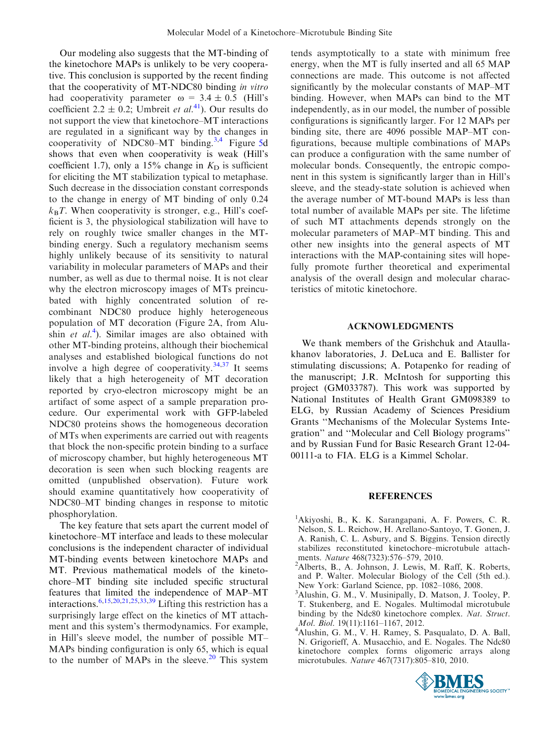Our modeling also suggests that the MT-binding of the kinetochore MAPs is unlikely to be very cooperative. This conclusion is supported by the recent finding that the cooperativity of MT-NDC80 binding *in vitro* had cooperativity parameter $\omega = 3.4 \pm 0.5$ (Hill's coefficient $2.2 \pm 0.2$; Umbreit *et al.*[41]). Our results do not support the view that kinetochore–MT interactions are regulated in a significant way by the changes in cooperativity of NDC80–MT binding.[3,4] Figure 5d shows that even when cooperativity is weak (Hill's coefficient 1.7), only a 15% change in $K_D$ is sufficient for eliciting the MT stabilization typical to metaphase. Such decrease in the dissociation constant corresponds to the change in energy of MT binding of only 0.24 $k_BT$. When cooperativity is stronger, e.g., Hill's coefficient is 3, the physiological stabilization will have to rely on roughly twice smaller changes in the MT-binding energy. Such a regulatory mechanism seems highly unlikely because of its sensitivity to natural variability in molecular parameters of MAPs and their number, as well as due to thermal noise. It is not clear why the electron microscopy images of MTs preincubated with highly concentrated solution of recombinant NDC80 produce highly heterogeneous population of MT decoration (Figure 2A, from Alushin *et al.*[4]). Similar images are also obtained with other MT-binding proteins, although their biochemical analyses and established biological functions do not involve a high degree of cooperativity.[34,37] It seems likely that a high heterogeneity of MT decoration reported by cryo-electron microscopy might be an artifact of some aspect of a sample preparation procedure. Our experimental work with GFP-labeled NDC80 proteins shows the homogeneous decoration of MTs when experiments are carried out with reagents that block the non-specific protein binding to a surface of microscopy chamber, but highly heterogeneous MT decoration is seen when such blocking reagents are omitted (unpublished observation). Future work should examine quantitatively how cooperativity of NDC80–MT binding changes in response to mitotic phosphorylation.

The key feature that sets apart the current model of kinetochore–MT interface and leads to these molecular conclusions is the independent character of individual MT-binding events between kinetochore MAPs and MT. Previous mathematical models of the kinetochore–MT binding site included specific structural features that limited the independence of MAP–MT interactions.[6,15,20,21,25,33,39] Lifting this restriction has a surprisingly large effect on the kinetics of MT attachment and this system's thermodynamics. For example, in Hill's sleeve model, the number of possible MT–MAPs binding configuration is only 65, which is equal to the number of MAPs in the sleeve.[20] This system tends asymptotically to a state with minimum free energy, when the MT is fully inserted and all 65 MAP connections are made. This outcome is not affected significantly by the molecular constants of MAP–MT binding. However, when MAPs can bind to the MT independently, as in our model, the number of possible configurations is significantly larger. For 12 MAPs per binding site, there are 4096 possible MAP–MT configurations, because multiple combinations of MAPs can produce a configuration with the same number of molecular bonds. Consequently, the entropic component in this system is significantly larger than in Hill's sleeve, and the steady-state solution is achieved when the average number of MT-bound MAPs is less than total number of available MAPs per site. The lifetime of such MT attachments depends strongly on the molecular parameters of MAP–MT binding. This and other new insights into the general aspects of MT interactions with the MAP-containing sites will hopefully promote further theoretical and experimental analysis of the overall design and molecular characteristics of mitotic kinetochore.

## ACKNOWLEDGMENTS

We thank members of the Grishchuk and Ataullakhanov laboratories, J. DeLuca and E. Ballister for stimulating discussions; A. Potapenko for reading of the manuscript; J.R. McIntosh for supporting this project (GM033787). This work was supported by National Institutes of Health Grant GM098389 to ELG, by Russian Academy of Sciences Presidium Grants ''Mechanisms of the Molecular Systems Integration'' and ''Molecular and Cell Biology programs'' and by Russian Fund for Basic Research Grant 12-04-00111-a to FIA. ELG is a Kimmel Scholar.

## REFERENCES

[1] Akiyoshi, B., K. K. Sarangapani, A. F. Powers, C. R. Nelson, S. L. Reichow, H. Arellano-Santoyo, T. Gonen, J. A. Ranish, C. L. Asbury, and S. Biggins. Tension directly stabilizes reconstituted kinetochore–microtubule attachments. *Nature* 468(7323):576–579, 2010.

[2] Alberts, B., A. Johnson, J. Lewis, M. Raff, K. Roberts, and P. Walter. Molecular Biology of the Cell (5th ed.). New York: Garland Science, pp. 1082–1086, 2008.

[3] Alushin, G. M., V. Musinipally, D. Matson, J. Tooley, P. T. Stukenberg, and E. Nogales. Multimodal microtubule binding by the Ndc80 kinetochore complex. *Nat. Struct. Mol. Biol.* 19(11):1161–1167, 2012.

[4] Alushin, G. M., V. H. Ramey, S. Pasqualato, D. A. Ball, N. Grigorieff, A. Musacchio, and E. Nogales. The Ndc80 kinetochore complex forms oligomeric arrays along microtubules. *Nature* 467(7317):805–810, 2010.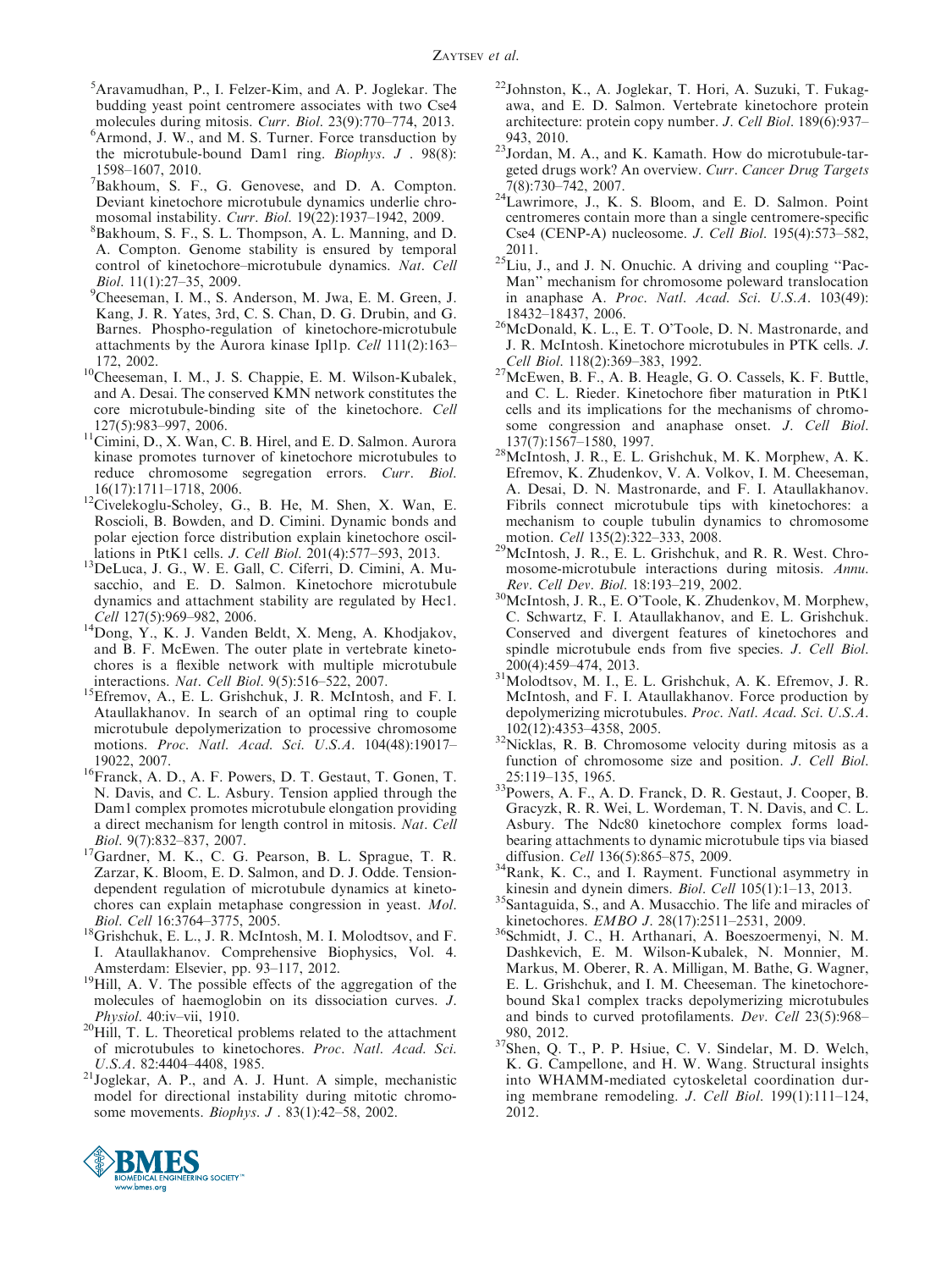[5] Aravamudhan, P., I. Felzer-Kim, and A. P. Joglekar. The budding yeast point centromere associates with two Cse4 molecules during mitosis. *Curr. Biol.* 23(9):770–774, 2013.

[6] Armond, J. W., and M. S. Turner. Force transduction by the microtubule-bound Dam1 ring. *Biophys. J*. 98(8): 1598–1607, 2010.

[7] Bakhoum, S. F., G. Genovese, and D. A. Compton. Deviant kinetochore microtubule dynamics underlie chromosomal instability. *Curr. Biol.* 19(22):1937–1942, 2009.

[8] Bakhoum, S. F., S. L. Thompson, A. L. Manning, and D. A. Compton. Genome stability is ensured by temporal control of kinetochore–microtubule dynamics. *Nat. Cell Biol.* 11(1):27–35, 2009.

[9] Cheeseman, I. M., S. Anderson, M. Jwa, E. M. Green, J. Kang, J. R. Yates, 3rd, C. S. Chan, D. G. Drubin, and G. Barnes. Phospho-regulation of kinetochore-microtubule attachments by the Aurora kinase Ipl1p. *Cell* 111(2):163–172, 2002.

[10] Cheeseman, I. M., J. S. Chappie, E. M. Wilson-Kubalek, and A. Desai. The conserved KMN network constitutes the core microtubule-binding site of the kinetochore. *Cell* 127(5):983–997, 2006.

[11] Cimini, D., X. Wan, C. B. Hirel, and E. D. Salmon. Aurora kinase promotes turnover of kinetochore microtubules to reduce chromosome segregation errors. *Curr. Biol.* 16(17):1711–1718, 2006.

[12] Civelekoglu-Scholey, G., B. He, M. Shen, X. Wan, E. Roscioli, B. Bowden, and D. Cimini. Dynamic bonds and polar ejection force distribution explain kinetochore oscillations in PtK1 cells. *J. Cell Biol.* 201(4):577–593, 2013.

[13] DeLuca, J. G., W. E. Gall, C. Ciferri, D. Cimini, A. Musacchio, and E. D. Salmon. Kinetochore microtubule dynamics and attachment stability are regulated by Hec1. *Cell* 127(5):969–982, 2006.

[14] Dong, Y., K. J. Vanden Beldt, X. Meng, A. Khodjakov, and B. F. McEwen. The outer plate in vertebrate kinetochores is a flexible network with multiple microtubule interactions. *Nat. Cell Biol.* 9(5):516–522, 2007.

[15] Efremov, A., E. L. Grishchuk, J. R. McIntosh, and F. I. Ataullakhanov. In search of an optimal ring to couple microtubule depolymerization to processive chromosome motions. *Proc. Natl. Acad. Sci. U.S.A.* 104(48):19017–19022, 2007.

[16] Franck, A. D., A. F. Powers, D. T. Gestaut, T. Gonen, T. N. Davis, and C. L. Asbury. Tension applied through the Dam1 complex promotes microtubule elongation providing a direct mechanism for length control in mitosis. *Nat. Cell Biol.* 9(7):832–837, 2007.

[17] Gardner, M. K., C. G. Pearson, B. L. Sprague, T. R. Zarzar, K. Bloom, E. D. Salmon, and D. J. Odde. Tension-dependent regulation of microtubule dynamics at kinetochores can explain metaphase congression in yeast. *Mol. Biol. Cell* 16:3764–3775, 2005.

[18] Grishchuk, E. L., J. R. McIntosh, M. I. Molodtsov, and F. I. Ataullakhanov. Comprehensive Biophysics, Vol. 4. Amsterdam: Elsevier, pp. 93–117, 2012.

[19] Hill, A. V. The possible effects of the aggregation of the molecules of haemoglobin on its dissociation curves. *J. Physiol.* 40:iv–vii, 1910.

[20] Hill, T. L. Theoretical problems related to the attachment of microtubules to kinetochores. *Proc. Natl. Acad. Sci. U.S.A.* 82:4404–4408, 1985.

[21] Joglekar, A. P., and A. J. Hunt. A simple, mechanistic model for directional instability during mitotic chromosome movements. *Biophys. J*. 83(1):42–58, 2002.

[22] Johnston, K., A. Joglekar, T. Hori, A. Suzuki, T. Fukagawa, and E. D. Salmon. Vertebrate kinetochore protein architecture: protein copy number. *J. Cell Biol.* 189(6):937–943, 2010.

[23] Jordan, M. A., and K. Kamath. How do microtubule-targeted drugs work? An overview. *Curr. Cancer Drug Targets* 7(8):730–742, 2007.

[24] Lawrimore, J., K. S. Bloom, and E. D. Salmon. Point centromeres contain more than a single centromere-specific Cse4 (CENP-A) nucleosome. *J. Cell Biol.* 195(4):573–582, 2011.

[25] Liu, J., and J. N. Onuchic. A driving and coupling ''Pac-Man'' mechanism for chromosome poleward translocation in anaphase A. *Proc. Natl. Acad. Sci. U.S.A.* 103(49): 18432–18437, 2006.

[26] McDonald, K. L., E. T. O'Toole, D. N. Mastronarde, and J. R. McIntosh. Kinetochore microtubules in PTK cells. *J. Cell Biol.* 118(2):369–383, 1992.

[27] McEwen, B. F., A. B. Heagle, G. O. Cassels, K. F. Buttle, and C. L. Rieder. Kinetochore fiber maturation in PtK1 cells and its implications for the mechanisms of chromosome congression and anaphase onset. *J. Cell Biol.* 137(7):1567–1580, 1997.

[28] McIntosh, J. R., E. L. Grishchuk, M. K. Morphew, A. K. Efremov, K. Zhudenkov, V. A. Volkov, I. M. Cheeseman, A. Desai, D. N. Mastronarde, and F. I. Ataullakhanov. Fibrils connect microtubule tips with kinetochores: a mechanism to couple tubulin dynamics to chromosome motion. *Cell* 135(2):322–333, 2008.

[29] McIntosh, J. R., E. L. Grishchuk, and R. R. West. Chromosome-microtubule interactions during mitosis. *Annu. Rev. Cell Dev. Biol.* 18:193–219, 2002.

[30] McIntosh, J. R., E. O'Toole, K. Zhudenkov, M. Morphew, C. Schwartz, F. I. Ataullakhanov, and E. L. Grishchuk. Conserved and divergent features of kinetochores and spindle microtubule ends from five species. *J. Cell Biol.* 200(4):459–474, 2013.

[31] Molodtsov, M. I., E. L. Grishchuk, A. K. Efremov, J. R. McIntosh, and F. I. Ataullakhanov. Force production by depolymerizing microtubules. *Proc. Natl. Acad. Sci. U.S.A.* 102(12):4353–4358, 2005.

[32] Nicklas, R. B. Chromosome velocity during mitosis as a function of chromosome size and position. *J. Cell Biol.* 25:119–135, 1965.

[33] Powers, A. F., A. D. Franck, D. R. Gestaut, J. Cooper, B. Gracyzk, R. R. Wei, L. Wordeman, T. N. Davis, and C. L. Asbury. The Ndc80 kinetochore complex forms load-bearing attachments to dynamic microtubule tips via biased diffusion. *Cell* 136(5):865–875, 2009.

[34] Rank, K. C., and I. Rayment. Functional asymmetry in kinesin and dynein dimers. *Biol. Cell* 105(1):1–13, 2013.

[35] Santaguida, S., and A. Musacchio. The life and miracles of kinetochores. *EMBO J.* 28(17):2511–2531, 2009.

[36] Schmidt, J. C., H. Arthanari, A. Boeszoermenyi, N. M. Dashkevich, E. M. Wilson-Kubalek, N. Monnier, M. Markus, M. Oberer, R. A. Milligan, M. Bathe, G. Wagner, E. L. Grishchuk, and I. M. Cheeseman. The kinetochore-bound Ska1 complex tracks depolymerizing microtubules and binds to curved protofilaments. *Dev. Cell* 23(5):968–980, 2012.

[37] Shen, Q. T., P. P. Hsiue, C. V. Sindelar, M. D. Welch, K. G. Campellone, and H. W. Wang. Structural insights into WHAMM-mediated cytoskeletal coordination during membrane remodeling. *J. Cell Biol.* 199(1):111–124, 2012.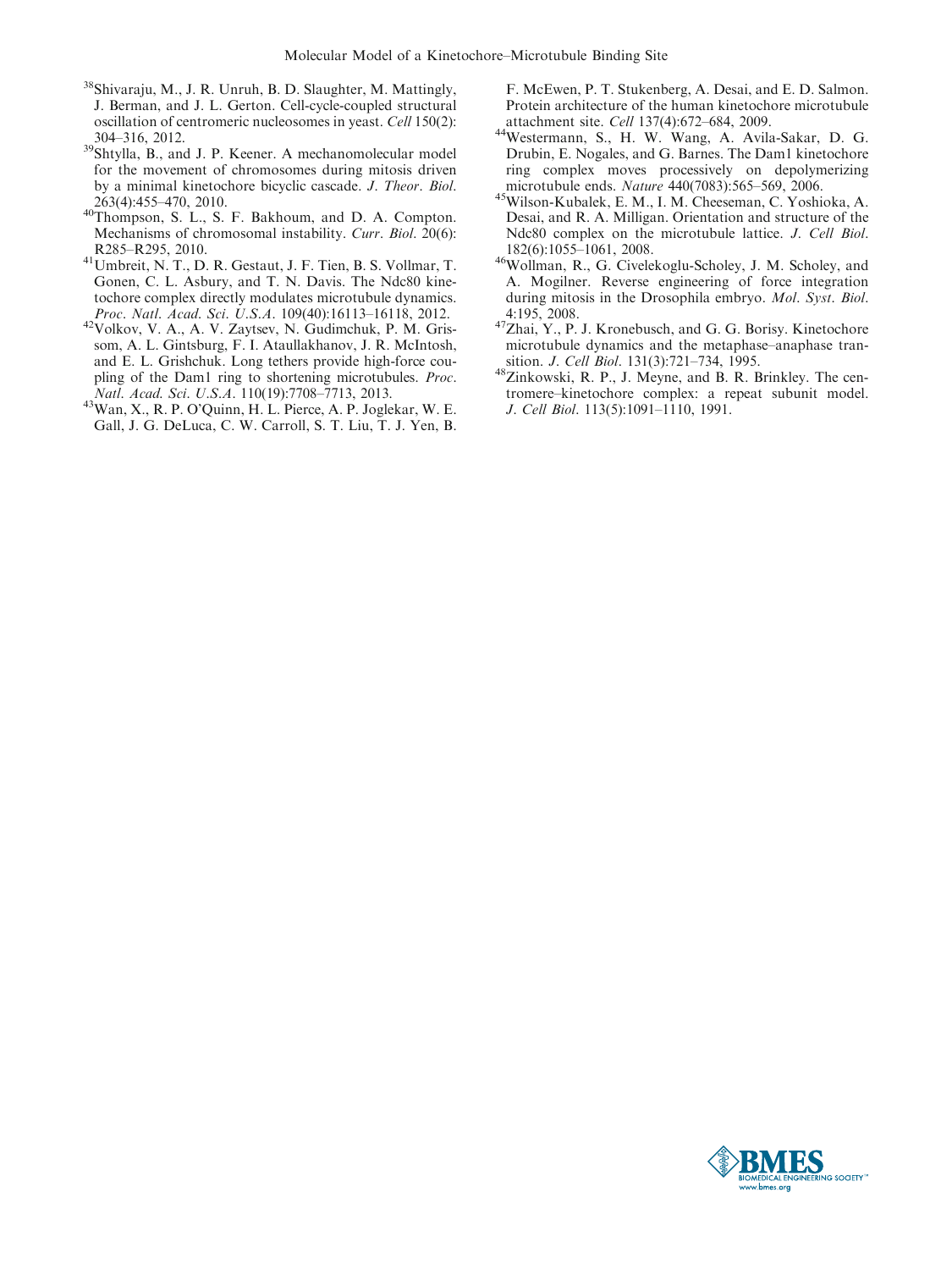[38]Shivaraju, M., J. R. Unruh, B. D. Slaughter, M. Mattingly, J. Berman, and J. L. Gerton. Cell-cycle-coupled structural oscillation of centromeric nucleosomes in yeast. *Cell* 150(2): 304–316, 2012.

[39]Shtylla, B., and J. P. Keener. A mechanomolecular model for the movement of chromosomes during mitosis driven by a minimal kinetochore bicyclic cascade. *J. Theor. Biol.* 263(4):455–470, 2010.

[40]Thompson, S. L., S. F. Bakhoum, and D. A. Compton. Mechanisms of chromosomal instability. *Curr. Biol.* 20(6): R285–R295, 2010.

[41]Umbreit, N. T., D. R. Gestaut, J. F. Tien, B. S. Vollmar, T. Gonen, C. L. Asbury, and T. N. Davis. The Ndc80 kinetochore complex directly modulates microtubule dynamics. *Proc. Natl. Acad. Sci. U.S.A.* 109(40):16113–16118, 2012.

[42]Volkov, V. A., A. V. Zaytsev, N. Gudimchuk, P. M. Grissom, A. L. Gintsburg, F. I. Ataullakhanov, J. R. McIntosh, and E. L. Grishchuk. Long tethers provide high-force coupling of the Dam1 ring to shortening microtubules. *Proc. Natl. Acad. Sci. U.S.A.* 110(19):7708–7713, 2013.

[43]Wan, X., R. P. O'Quinn, H. L. Pierce, A. P. Joglekar, W. E. Gall, J. G. DeLuca, C. W. Carroll, S. T. Liu, T. J. Yen, B. F. McEwen, P. T. Stukenberg, A. Desai, and E. D. Salmon. Protein architecture of the human kinetochore microtubule attachment site. *Cell* 137(4):672–684, 2009.

[44]Westermann, S., H. W. Wang, A. Avila-Sakar, D. G. Drubin, E. Nogales, and G. Barnes. The Dam1 kinetochore ring complex moves processively on depolymerizing microtubule ends. *Nature* 440(7083):565–569, 2006.

[45]Wilson-Kubalek, E. M., I. M. Cheeseman, C. Yoshioka, A. Desai, and R. A. Milligan. Orientation and structure of the Ndc80 complex on the microtubule lattice. *J. Cell Biol.* 182(6):1055–1061, 2008.

[46]Wollman, R., G. Civelekoglu-Scholey, J. M. Scholey, and A. Mogilner. Reverse engineering of force integration during mitosis in the Drosophila embryo. *Mol. Syst. Biol.* 4:195, 2008.

[47]Zhai, Y., P. J. Kronebusch, and G. G. Borisy. Kinetochore microtubule dynamics and the metaphase–anaphase transition. *J. Cell Biol.* 131(3):721–734, 1995.

[48]Zinkowski, R. P., J. Meyne, and B. R. Brinkley. The centromere–kinetochore complex: a repeat subunit model. *J. Cell Biol.* 113(5):1091–1110, 1991.